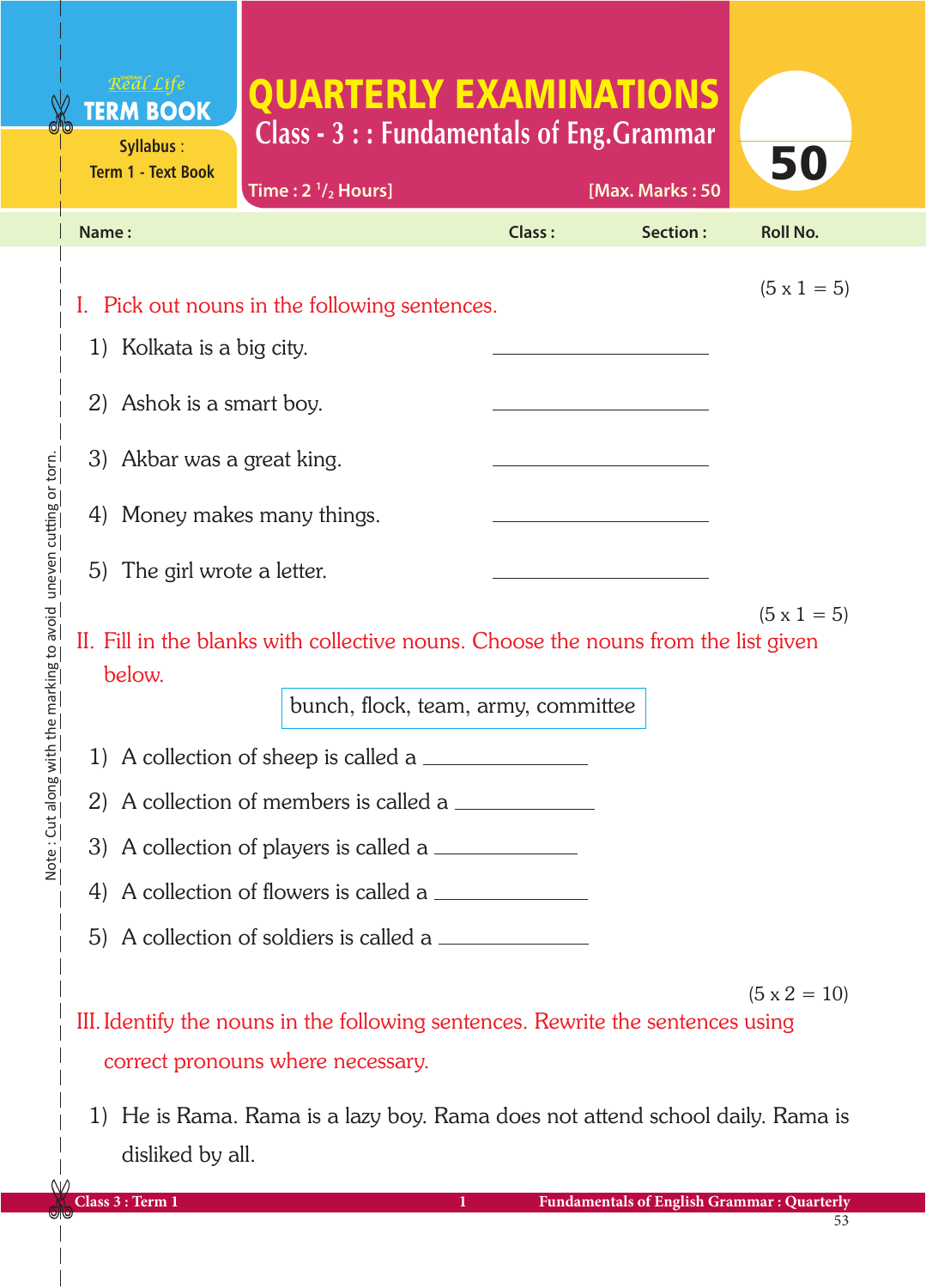Real Life **TERM BOOK**

Syllabus : Term 1 - Text Book

# QUARTERLY EXAMINATIONS

## Class - 3 : : Fundamentals of Eng.Grammar

Time : 2 $^{1}/_{2}$ Hours] [Max. Marks : 50

**50**

**Name :** **Class :** **Section :** **Roll No.**

Note : Cut along with the marking to avoid uneven cutting or torn.

(5 x 1 = 5)

I. Pick out nouns in the following sentences.

1) Kolkata is a big city. \_\_\_\_\_\_\_\_\_\_\_\_\_\_\_\_\_\_

2) Ashok is a smart boy. \_\_\_\_\_\_\_\_\_\_\_\_\_\_\_\_\_\_

3) Akbar was a great king. \_\_\_\_\_\_\_\_\_\_\_\_\_\_\_\_\_\_

4) Money makes many things. \_\_\_\_\_\_\_\_\_\_\_\_\_\_\_\_\_\_

5) The girl wrote a letter. \_\_\_\_\_\_\_\_\_\_\_\_\_\_\_\_\_\_

(5 x 1 = 5)

II. Fill in the blanks with collective nouns. Choose the nouns from the list given below.

| bunch, flock, team, army, committee |
|---|

1) A collection of sheep is called a \_\_\_\_\_\_\_\_\_\_\_\_\_\_

2) A collection of members is called a \_\_\_\_\_\_\_\_\_\_\_\_\_\_

3) A collection of players is called a \_\_\_\_\_\_\_\_\_\_\_\_\_\_

4) A collection of flowers is called a \_\_\_\_\_\_\_\_\_\_\_\_\_\_

5) A collection of soldiers is called a \_\_\_\_\_\_\_\_\_\_\_\_\_\_

(5 x 2 = 10)

III. Identify the nouns in the following sentences. Rewrite the sentences using correct pronouns where necessary.

1) He is Rama. Rama is a lazy boy. Rama does not attend school daily. Rama is disliked by all.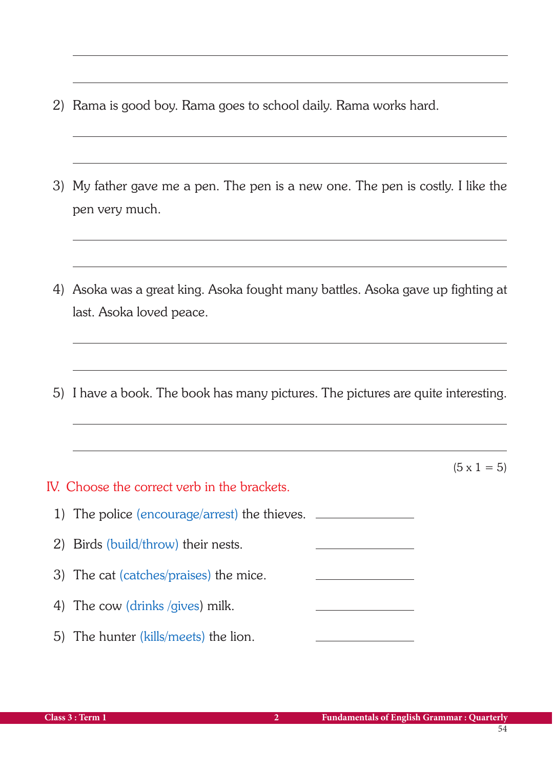2) Rama is good boy. Rama goes to school daily. Rama works hard.

\_\_\_\_\_\_\_\_\_\_\_\_\_\_\_\_\_\_\_\_\_\_\_\_\_\_\_\_\_\_\_\_\_\_\_\_\_\_\_\_

\_\_\_\_\_\_\_\_\_\_\_\_\_\_\_\_\_\_\_\_\_\_\_\_\_\_\_\_\_\_\_\_\_\_\_\_\_\_\_\_

3) My father gave me a pen. The pen is a new one. The pen is costly. I like the pen very much.

\_\_\_\_\_\_\_\_\_\_\_\_\_\_\_\_\_\_\_\_\_\_\_\_\_\_\_\_\_\_\_\_\_\_\_\_\_\_\_\_

\_\_\_\_\_\_\_\_\_\_\_\_\_\_\_\_\_\_\_\_\_\_\_\_\_\_\_\_\_\_\_\_\_\_\_\_\_\_\_\_

4) Asoka was a great king. Asoka fought many battles. Asoka gave up fighting at last. Asoka loved peace.

\_\_\_\_\_\_\_\_\_\_\_\_\_\_\_\_\_\_\_\_\_\_\_\_\_\_\_\_\_\_\_\_\_\_\_\_\_\_\_\_

\_\_\_\_\_\_\_\_\_\_\_\_\_\_\_\_\_\_\_\_\_\_\_\_\_\_\_\_\_\_\_\_\_\_\_\_\_\_\_\_

5) I have a book. The book has many pictures. The pictures are quite interesting.

\_\_\_\_\_\_\_\_\_\_\_\_\_\_\_\_\_\_\_\_\_\_\_\_\_\_\_\_\_\_\_\_\_\_\_\_\_\_\_\_

\_\_\_\_\_\_\_\_\_\_\_\_\_\_\_\_\_\_\_\_\_\_\_\_\_\_\_\_\_\_\_\_\_\_\_\_\_\_\_\_

(5 x 1 = 5)

## IV. Choose the correct verb in the brackets.

1) The police (encourage/arrest) the thieves. \_\_\_\_\_\_\_\_\_\_\_\_\_\_\_\_

2) Birds (build/throw) their nests. \_\_\_\_\_\_\_\_\_\_\_\_\_\_\_\_

3) The cat (catches/praises) the mice. \_\_\_\_\_\_\_\_\_\_\_\_\_\_\_\_

4) The cow (drinks /gives) milk. \_\_\_\_\_\_\_\_\_\_\_\_\_\_\_\_

5) The hunter (kills/meets) the lion. \_\_\_\_\_\_\_\_\_\_\_\_\_\_\_\_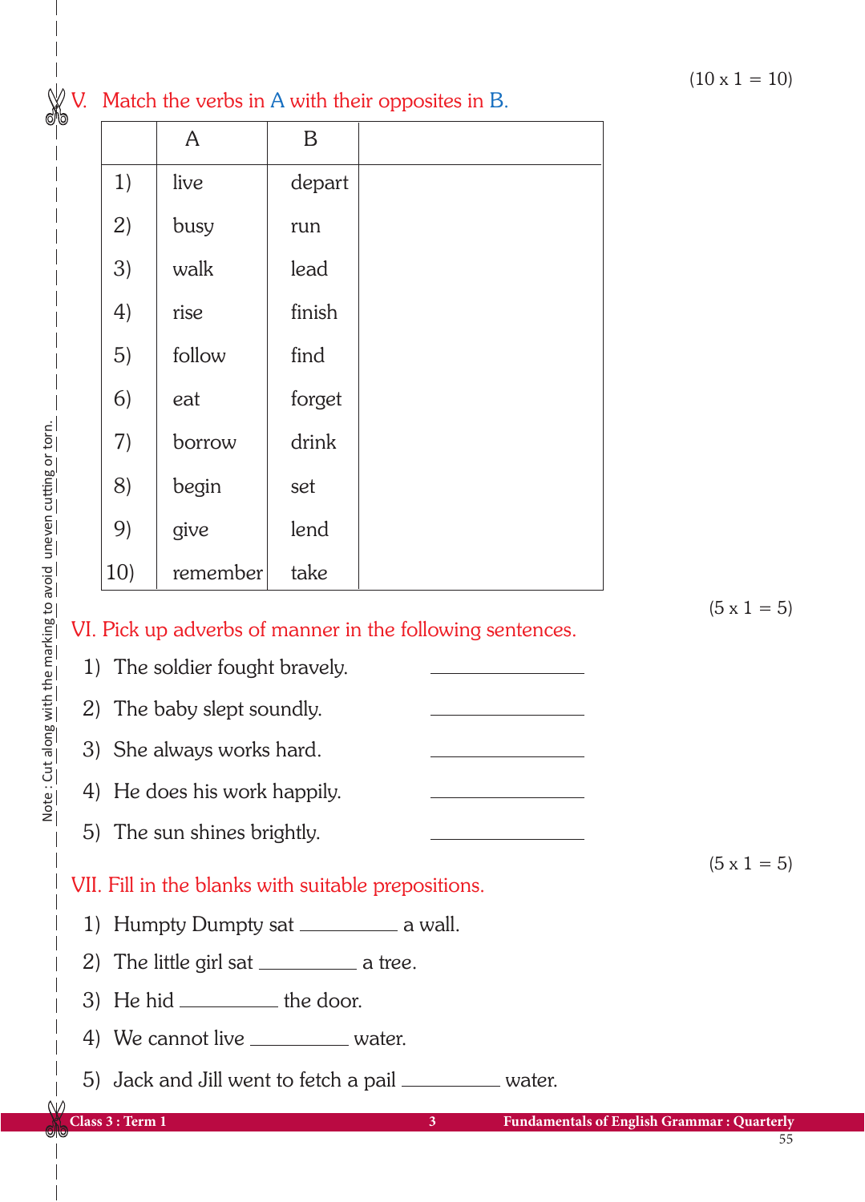(10 x 1 = 10)

## V. Match the verbs in A with their opposites in B.

| | A | B | |
|---|---|---|---|
| 1) | live | depart | |
| 2) | busy | run | |
| 3) | walk | lead | |
| 4) | rise | finish | |
| 5) | follow | find | |
| 6) | eat | forget | |
| 7) | borrow | drink | |
| 8) | begin | set | |
| 9) | give | lend | |
| 10) | remember | take | |

(5 x 1 = 5)

## VI. Pick up adverbs of manner in the following sentences.

1) The soldier fought bravely. ____________
2) The baby slept soundly. ____________
3) She always works hard. ____________
4) He does his work happily. ____________
5) The sun shines brightly. ____________

(5 x 1 = 5)

## VII. Fill in the blanks with suitable prepositions.

1) Humpty Dumpty sat __________ a wall.
2) The little girl sat __________ a tree.
3) He hid __________ the door.
4) We cannot live __________ water.
5) Jack and Jill went to fetch a pail __________ water.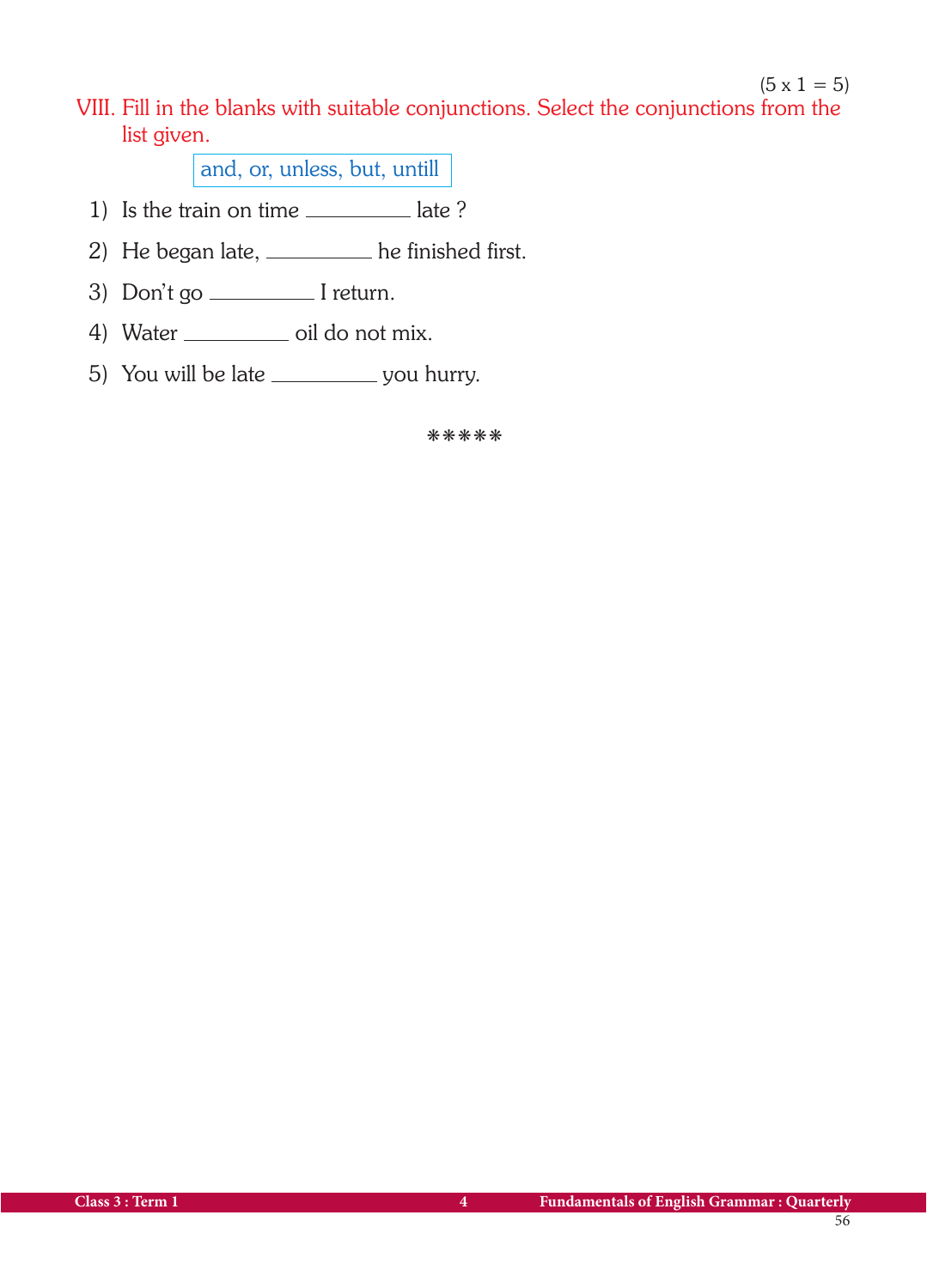(5 x 1 = 5)

VIII. Fill in the blanks with suitable conjunctions. Select the conjunctions from the list given.

| and, or, unless, but, untill |
|---|

1) Is the train on time __________ late ?
2) He began late, __________ he finished first.
3) Don't go __________ I return.
4) Water __________ oil do not mix.
5) You will be late __________ you hurry.

*****